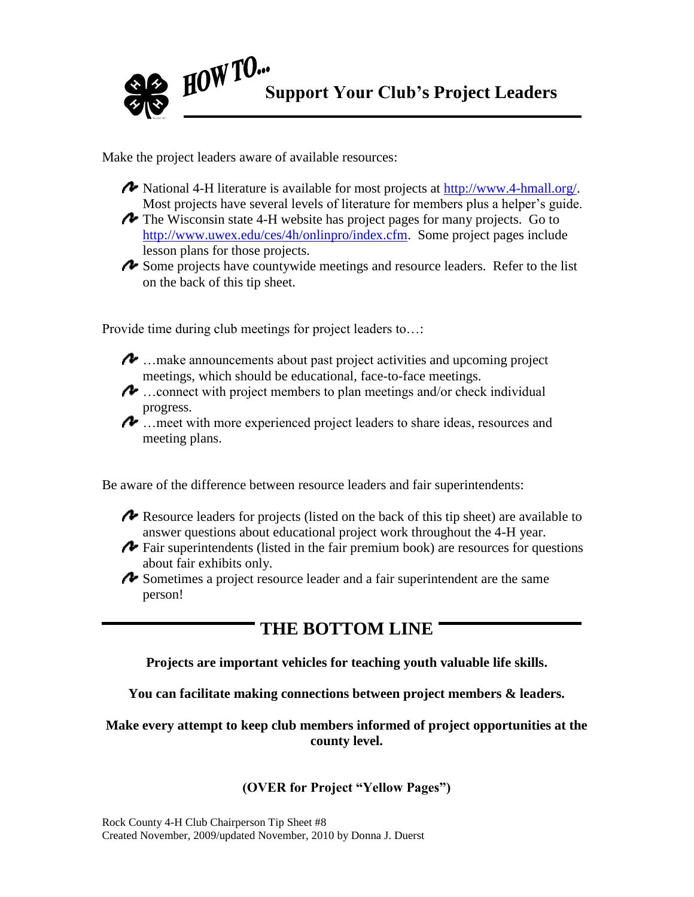# HOW TO... Support Your Club's Project Leaders

Make the project leaders aware of available resources:

- National 4-H literature is available for most projects at http://www.4-hmall.org/. Most projects have several levels of literature for members plus a helper's guide.
- The Wisconsin state 4-H website has project pages for many projects. Go to http://www.uwex.edu/ces/4h/onlinpro/index.cfm. Some project pages include lesson plans for those projects.
- Some projects have countywide meetings and resource leaders. Refer to the list on the back of this tip sheet.

Provide time during club meetings for project leaders to…:

- …make announcements about past project activities and upcoming project meetings, which should be educational, face-to-face meetings.
- …connect with project members to plan meetings and/or check individual progress.
- …meet with more experienced project leaders to share ideas, resources and meeting plans.

Be aware of the difference between resource leaders and fair superintendents:

- Resource leaders for projects (listed on the back of this tip sheet) are available to answer questions about educational project work throughout the 4-H year.
- Fair superintendents (listed in the fair premium book) are resources for questions about fair exhibits only.
- Sometimes a project resource leader and a fair superintendent are the same person!

## THE BOTTOM LINE

**Projects are important vehicles for teaching youth valuable life skills.**

**You can facilitate making connections between project members & leaders.**

**Make every attempt to keep club members informed of project opportunities at the county level.**

**(OVER for Project "Yellow Pages")**

Rock County 4-H Club Chairperson Tip Sheet #8
Created November, 2009/updated November, 2010 by Donna J. Duerst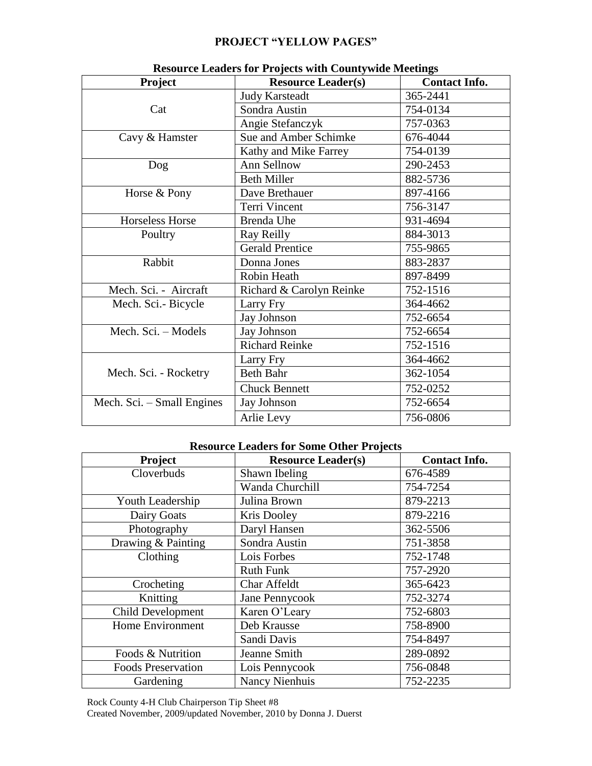# PROJECT "YELLOW PAGES"

## Resource Leaders for Projects with Countywide Meetings

| Project | Resource Leader(s) | Contact Info. |
|---|---|---|
| Cat | Judy Karsteadt | 365-2441 |
| | Sondra Austin | 754-0134 |
| | Angie Stefanczyk | 757-0363 |
| Cavy & Hamster | Sue and Amber Schimke | 676-4044 |
| | Kathy and Mike Farrey | 754-0139 |
| Dog | Ann Sellnow | 290-2453 |
| | Beth Miller | 882-5736 |
| Horse & Pony | Dave Brethauer | 897-4166 |
| | Terri Vincent | 756-3147 |
| Horseless Horse | Brenda Uhe | 931-4694 |
| Poultry | Ray Reilly | 884-3013 |
| | Gerald Prentice | 755-9865 |
| Rabbit | Donna Jones | 883-2837 |
| | Robin Heath | 897-8499 |
| Mech. Sci. - Aircraft | Richard & Carolyn Reinke | 752-1516 |
| Mech. Sci.- Bicycle | Larry Fry | 364-4662 |
| | Jay Johnson | 752-6654 |
| Mech. Sci. – Models | Jay Johnson | 752-6654 |
| | Richard Reinke | 752-1516 |
| Mech. Sci. - Rocketry | Larry Fry | 364-4662 |
| | Beth Bahr | 362-1054 |
| | Chuck Bennett | 752-0252 |
| Mech. Sci. – Small Engines | Jay Johnson | 752-6654 |
| | Arlie Levy | 756-0806 |

## Resource Leaders for Some Other Projects

| Project | Resource Leader(s) | Contact Info. |
|---|---|---|
| Cloverbuds | Shawn Ibeling | 676-4589 |
| | Wanda Churchill | 754-7254 |
| Youth Leadership | Julina Brown | 879-2213 |
| Dairy Goats | Kris Dooley | 879-2216 |
| Photography | Daryl Hansen | 362-5506 |
| Drawing & Painting | Sondra Austin | 751-3858 |
| Clothing | Lois Forbes | 752-1748 |
| | Ruth Funk | 757-2920 |
| Crocheting | Char Affeldt | 365-6423 |
| Knitting | Jane Pennycook | 752-3274 |
| Child Development | Karen O'Leary | 752-6803 |
| Home Environment | Deb Krausse | 758-8900 |
| | Sandi Davis | 754-8497 |
| Foods & Nutrition | Jeanne Smith | 289-0892 |
| Foods Preservation | Lois Pennycook | 756-0848 |
| Gardening | Nancy Nienhuis | 752-2235 |

Rock County 4-H Club Chairperson Tip Sheet #8
Created November, 2009/updated November, 2010 by Donna J. Duerst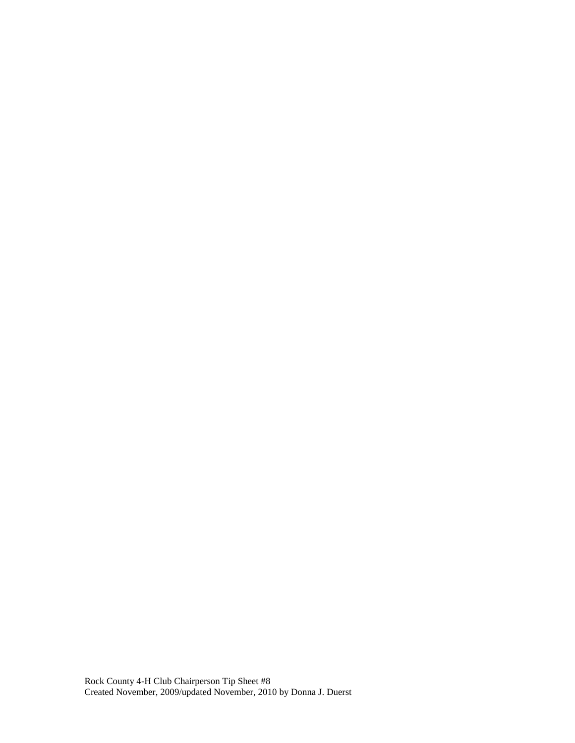Rock County 4-H Club Chairperson Tip Sheet #8
Created November, 2009/updated November, 2010 by Donna J. Duerst